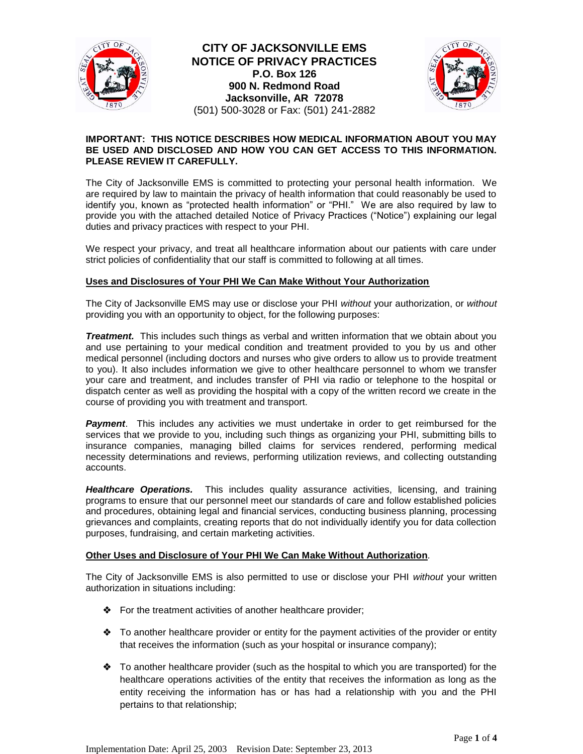# CITY OF JACKSONVILLE EMS
# NOTICE OF PRIVACY PRACTICES

**P.O. Box 126**
**900 N. Redmond Road**
**Jacksonville, AR 72078**
(501) 500-3028 or Fax: (501) 241-2882

**IMPORTANT: THIS NOTICE DESCRIBES HOW MEDICAL INFORMATION ABOUT YOU MAY BE USED AND DISCLOSED AND HOW YOU CAN GET ACCESS TO THIS INFORMATION. PLEASE REVIEW IT CAREFULLY.**

The City of Jacksonville EMS is committed to protecting your personal health information. We are required by law to maintain the privacy of health information that could reasonably be used to identify you, known as "protected health information" or "PHI." We are also required by law to provide you with the attached detailed Notice of Privacy Practices ("Notice") explaining our legal duties and privacy practices with respect to your PHI.

We respect your privacy, and treat all healthcare information about our patients with care under strict policies of confidentiality that our staff is committed to following at all times.

## Uses and Disclosures of Your PHI We Can Make Without Your Authorization

The City of Jacksonville EMS may use or disclose your PHI *without* your authorization, or *without* providing you with an opportunity to object, for the following purposes:

***Treatment.*** This includes such things as verbal and written information that we obtain about you and use pertaining to your medical condition and treatment provided to you by us and other medical personnel (including doctors and nurses who give orders to allow us to provide treatment to you). It also includes information we give to other healthcare personnel to whom we transfer your care and treatment, and includes transfer of PHI via radio or telephone to the hospital or dispatch center as well as providing the hospital with a copy of the written record we create in the course of providing you with treatment and transport.

***Payment***. This includes any activities we must undertake in order to get reimbursed for the services that we provide to you, including such things as organizing your PHI, submitting bills to insurance companies, managing billed claims for services rendered, performing medical necessity determinations and reviews, performing utilization reviews, and collecting outstanding accounts.

***Healthcare Operations.*** This includes quality assurance activities, licensing, and training programs to ensure that our personnel meet our standards of care and follow established policies and procedures, obtaining legal and financial services, conducting business planning, processing grievances and complaints, creating reports that do not individually identify you for data collection purposes, fundraising, and certain marketing activities.

## Other Uses and Disclosure of Your PHI We Can Make Without Authorization.

The City of Jacksonville EMS is also permitted to use or disclose your PHI *without* your written authorization in situations including:

- For the treatment activities of another healthcare provider;
- To another healthcare provider or entity for the payment activities of the provider or entity that receives the information (such as your hospital or insurance company);
- To another healthcare provider (such as the hospital to which you are transported) for the healthcare operations activities of the entity that receives the information as long as the entity receiving the information has or has had a relationship with you and the PHI pertains to that relationship;

Implementation Date: April 25, 2003 Revision Date: September 23, 2013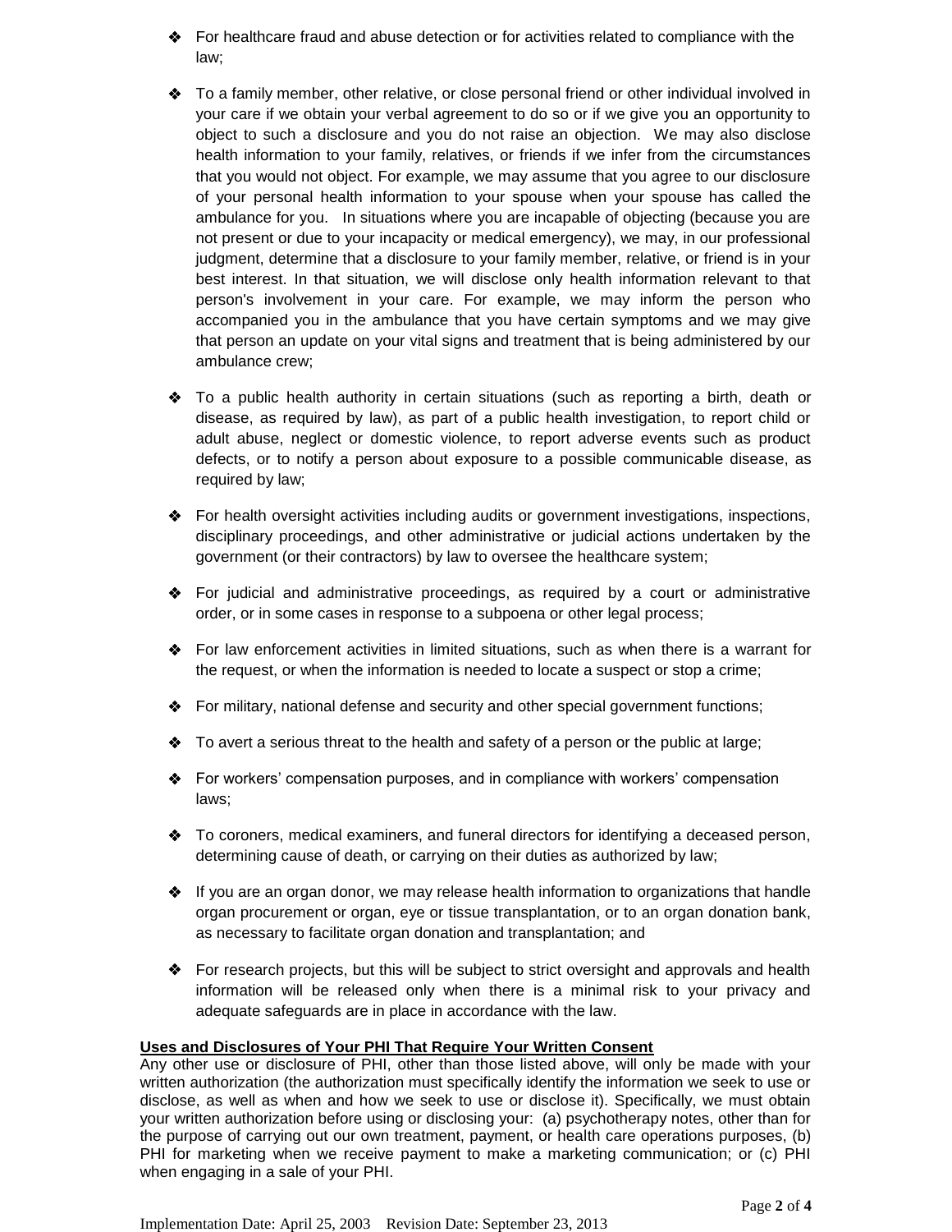- For healthcare fraud and abuse detection or for activities related to compliance with the law;

- To a family member, other relative, or close personal friend or other individual involved in your care if we obtain your verbal agreement to do so or if we give you an opportunity to object to such a disclosure and you do not raise an objection. We may also disclose health information to your family, relatives, or friends if we infer from the circumstances that you would not object. For example, we may assume that you agree to our disclosure of your personal health information to your spouse when your spouse has called the ambulance for you. In situations where you are incapable of objecting (because you are not present or due to your incapacity or medical emergency), we may, in our professional judgment, determine that a disclosure to your family member, relative, or friend is in your best interest. In that situation, we will disclose only health information relevant to that person's involvement in your care. For example, we may inform the person who accompanied you in the ambulance that you have certain symptoms and we may give that person an update on your vital signs and treatment that is being administered by our ambulance crew;

- To a public health authority in certain situations (such as reporting a birth, death or disease, as required by law), as part of a public health investigation, to report child or adult abuse, neglect or domestic violence, to report adverse events such as product defects, or to notify a person about exposure to a possible communicable disease, as required by law;

- For health oversight activities including audits or government investigations, inspections, disciplinary proceedings, and other administrative or judicial actions undertaken by the government (or their contractors) by law to oversee the healthcare system;

- For judicial and administrative proceedings, as required by a court or administrative order, or in some cases in response to a subpoena or other legal process;

- For law enforcement activities in limited situations, such as when there is a warrant for the request, or when the information is needed to locate a suspect or stop a crime;

- For military, national defense and security and other special government functions;

- To avert a serious threat to the health and safety of a person or the public at large;

- For workers' compensation purposes, and in compliance with workers' compensation laws;

- To coroners, medical examiners, and funeral directors for identifying a deceased person, determining cause of death, or carrying on their duties as authorized by law;

- If you are an organ donor, we may release health information to organizations that handle organ procurement or organ, eye or tissue transplantation, or to an organ donation bank, as necessary to facilitate organ donation and transplantation; and

- For research projects, but this will be subject to strict oversight and approvals and health information will be released only when there is a minimal risk to your privacy and adequate safeguards are in place in accordance with the law.

**Uses and Disclosures of Your PHI That Require Your Written Consent**

Any other use or disclosure of PHI, other than those listed above, will only be made with your written authorization (the authorization must specifically identify the information we seek to use or disclose, as well as when and how we seek to use or disclose it). Specifically, we must obtain your written authorization before using or disclosing your: (a) psychotherapy notes, other than for the purpose of carrying out our own treatment, payment, or health care operations purposes, (b) PHI for marketing when we receive payment to make a marketing communication; or (c) PHI when engaging in a sale of your PHI.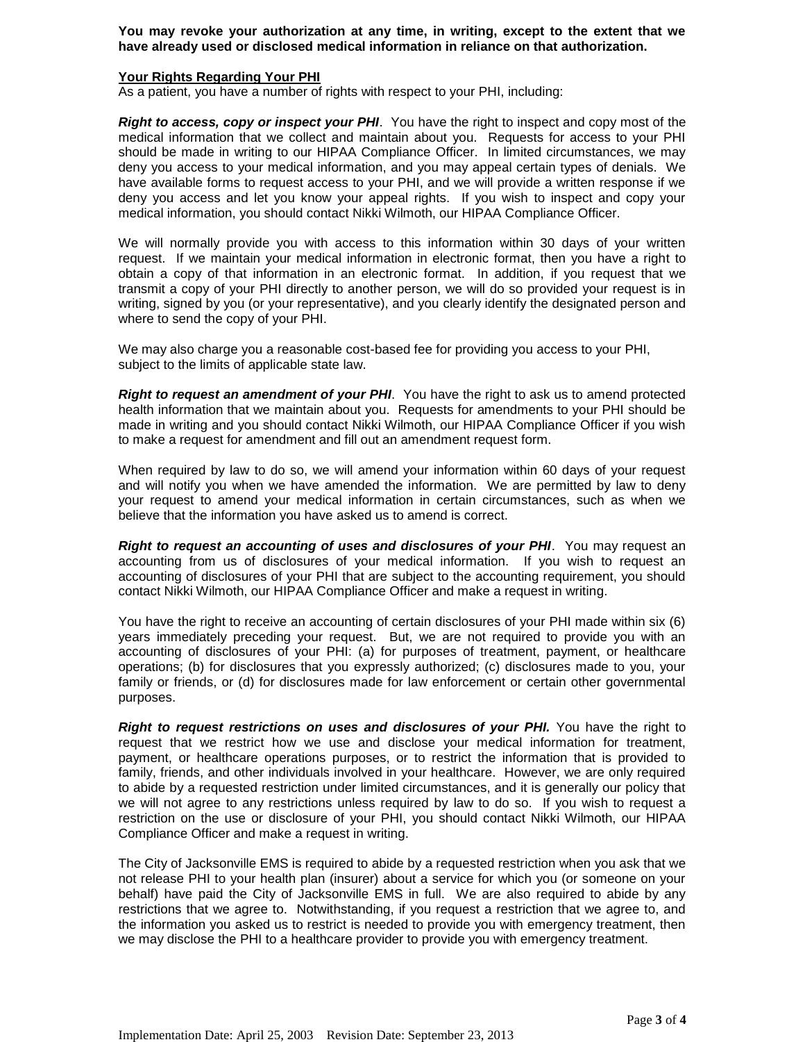**You may revoke your authorization at any time, in writing, except to the extent that we have already used or disclosed medical information in reliance on that authorization.**

**Your Rights Regarding Your PHI**

As a patient, you have a number of rights with respect to your PHI, including:

***Right to access, copy or inspect your PHI***. You have the right to inspect and copy most of the medical information that we collect and maintain about you. Requests for access to your PHI should be made in writing to our HIPAA Compliance Officer. In limited circumstances, we may deny you access to your medical information, and you may appeal certain types of denials. We have available forms to request access to your PHI, and we will provide a written response if we deny you access and let you know your appeal rights. If you wish to inspect and copy your medical information, you should contact Nikki Wilmoth, our HIPAA Compliance Officer.

We will normally provide you with access to this information within 30 days of your written request. If we maintain your medical information in electronic format, then you have a right to obtain a copy of that information in an electronic format. In addition, if you request that we transmit a copy of your PHI directly to another person, we will do so provided your request is in writing, signed by you (or your representative), and you clearly identify the designated person and where to send the copy of your PHI.

We may also charge you a reasonable cost-based fee for providing you access to your PHI, subject to the limits of applicable state law.

***Right to request an amendment of your PHI***. You have the right to ask us to amend protected health information that we maintain about you. Requests for amendments to your PHI should be made in writing and you should contact Nikki Wilmoth, our HIPAA Compliance Officer if you wish to make a request for amendment and fill out an amendment request form.

When required by law to do so, we will amend your information within 60 days of your request and will notify you when we have amended the information. We are permitted by law to deny your request to amend your medical information in certain circumstances, such as when we believe that the information you have asked us to amend is correct.

***Right to request an accounting of uses and disclosures of your PHI***. You may request an accounting from us of disclosures of your medical information. If you wish to request an accounting of disclosures of your PHI that are subject to the accounting requirement, you should contact Nikki Wilmoth, our HIPAA Compliance Officer and make a request in writing.

You have the right to receive an accounting of certain disclosures of your PHI made within six (6) years immediately preceding your request. But, we are not required to provide you with an accounting of disclosures of your PHI: (a) for purposes of treatment, payment, or healthcare operations; (b) for disclosures that you expressly authorized; (c) disclosures made to you, your family or friends, or (d) for disclosures made for law enforcement or certain other governmental purposes.

***Right to request restrictions on uses and disclosures of your PHI.*** You have the right to request that we restrict how we use and disclose your medical information for treatment, payment, or healthcare operations purposes, or to restrict the information that is provided to family, friends, and other individuals involved in your healthcare. However, we are only required to abide by a requested restriction under limited circumstances, and it is generally our policy that we will not agree to any restrictions unless required by law to do so. If you wish to request a restriction on the use or disclosure of your PHI, you should contact Nikki Wilmoth, our HIPAA Compliance Officer and make a request in writing.

The City of Jacksonville EMS is required to abide by a requested restriction when you ask that we not release PHI to your health plan (insurer) about a service for which you (or someone on your behalf) have paid the City of Jacksonville EMS in full. We are also required to abide by any restrictions that we agree to. Notwithstanding, if you request a restriction that we agree to, and the information you asked us to restrict is needed to provide you with emergency treatment, then we may disclose the PHI to a healthcare provider to provide you with emergency treatment.

Implementation Date: April 25, 2003 Revision Date: September 23, 2013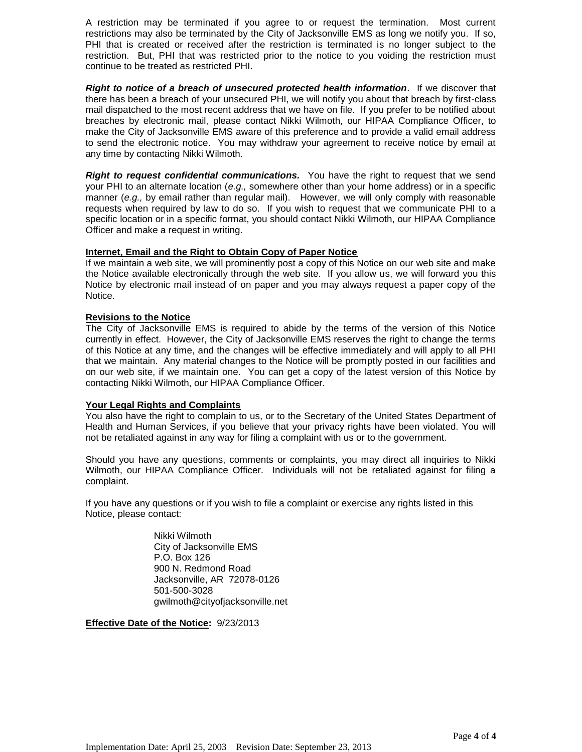A restriction may be terminated if you agree to or request the termination. Most current restrictions may also be terminated by the City of Jacksonville EMS as long we notify you. If so, PHI that is created or received after the restriction is terminated is no longer subject to the restriction. But, PHI that was restricted prior to the notice to you voiding the restriction must continue to be treated as restricted PHI.

***Right to notice of a breach of unsecured protected health information***. If we discover that there has been a breach of your unsecured PHI, we will notify you about that breach by first-class mail dispatched to the most recent address that we have on file. If you prefer to be notified about breaches by electronic mail, please contact Nikki Wilmoth, our HIPAA Compliance Officer, to make the City of Jacksonville EMS aware of this preference and to provide a valid email address to send the electronic notice. You may withdraw your agreement to receive notice by email at any time by contacting Nikki Wilmoth.

***Right to request confidential communications.*** You have the right to request that we send your PHI to an alternate location (*e.g.,* somewhere other than your home address) or in a specific manner (*e.g.,* by email rather than regular mail). However, we will only comply with reasonable requests when required by law to do so. If you wish to request that we communicate PHI to a specific location or in a specific format, you should contact Nikki Wilmoth, our HIPAA Compliance Officer and make a request in writing.

**Internet, Email and the Right to Obtain Copy of Paper Notice**

If we maintain a web site, we will prominently post a copy of this Notice on our web site and make the Notice available electronically through the web site. If you allow us, we will forward you this Notice by electronic mail instead of on paper and you may always request a paper copy of the Notice.

**Revisions to the Notice**

The City of Jacksonville EMS is required to abide by the terms of the version of this Notice currently in effect. However, the City of Jacksonville EMS reserves the right to change the terms of this Notice at any time, and the changes will be effective immediately and will apply to all PHI that we maintain. Any material changes to the Notice will be promptly posted in our facilities and on our web site, if we maintain one. You can get a copy of the latest version of this Notice by contacting Nikki Wilmoth, our HIPAA Compliance Officer.

**Your Legal Rights and Complaints**

You also have the right to complain to us, or to the Secretary of the United States Department of Health and Human Services, if you believe that your privacy rights have been violated. You will not be retaliated against in any way for filing a complaint with us or to the government.

Should you have any questions, comments or complaints, you may direct all inquiries to Nikki Wilmoth, our HIPAA Compliance Officer. Individuals will not be retaliated against for filing a complaint.

If you have any questions or if you wish to file a complaint or exercise any rights listed in this Notice, please contact:

Nikki Wilmoth
City of Jacksonville EMS
P.O. Box 126
900 N. Redmond Road
Jacksonville, AR 72078-0126
501-500-3028
gwilmoth@cityofjacksonville.net

**Effective Date of the Notice:** 9/23/2013

Implementation Date: April 25, 2003 Revision Date: September 23, 2013